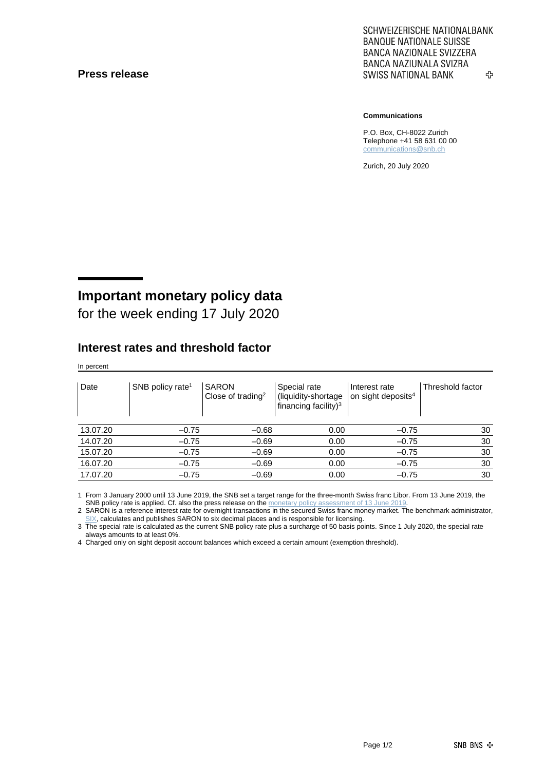**Press release**

SCHWEIZERISCHE NATIONALBANK
BANQUE NATIONALE SUISSE
BANCA NAZIONALE SVIZZERA
BANCA NAZIUNALA SVIZRA
SWISS NATIONAL BANK

**Communications**

P.O. Box, CH-8022 Zurich
Telephone +41 58 631 00 00
communications@snb.ch

Zurich, 20 July 2020

# Important monetary policy data

for the week ending 17 July 2020

## Interest rates and threshold factor

In percent

| Date | SNB policy rate[1] | SARON Close of trading[2] | Special rate (liquidity-shortage financing facility)[3] | Interest rate on sight deposits[4] | Threshold factor |
|---|---|---|---|---|---|
| 13.07.20 | –0.75 | –0.68 | 0.00 | –0.75 | 30 |
| 14.07.20 | –0.75 | –0.69 | 0.00 | –0.75 | 30 |
| 15.07.20 | –0.75 | –0.69 | 0.00 | –0.75 | 30 |
| 16.07.20 | –0.75 | –0.69 | 0.00 | –0.75 | 30 |
| 17.07.20 | –0.75 | –0.69 | 0.00 | –0.75 | 30 |

1 From 3 January 2000 until 13 June 2019, the SNB set a target range for the three-month Swiss franc Libor. From 13 June 2019, the SNB policy rate is applied. Cf. also the press release on the monetary policy assessment of 13 June 2019.

2 SARON is a reference interest rate for overnight transactions in the secured Swiss franc money market. The benchmark administrator, SIX, calculates and publishes SARON to six decimal places and is responsible for licensing.

3 The special rate is calculated as the current SNB policy rate plus a surcharge of 50 basis points. Since 1 July 2020, the special rate always amounts to at least 0%.

4 Charged only on sight deposit account balances which exceed a certain amount (exemption threshold).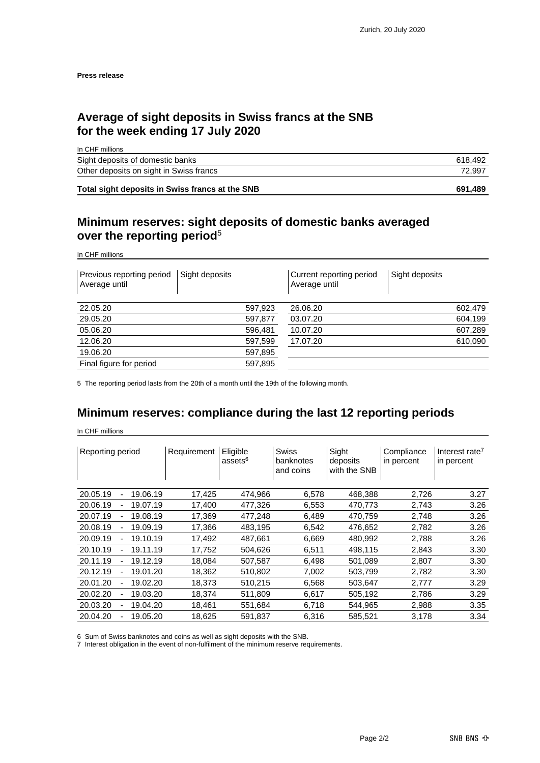Zurich, 20 July 2020

**Press release**

## Average of sight deposits in Swiss francs at the SNB for the week ending 17 July 2020

In CHF millions

| | |
|---|---|
| Sight deposits of domestic banks | 618,492 |
| Other deposits on sight in Swiss francs | 72,997 |
| **Total sight deposits in Swiss francs at the SNB** | **691,489** |

## Minimum reserves: sight deposits of domestic banks averaged over the reporting period[5]

In CHF millions

| Previous reporting period Average until | Sight deposits | Current reporting period Average until | Sight deposits |
|---|---|---|---|
| 22.05.20 | 597,923 | 26.06.20 | 602,479 |
| 29.05.20 | 597,877 | 03.07.20 | 604,199 |
| 05.06.20 | 596,481 | 10.07.20 | 607,289 |
| 12.06.20 | 597,599 | 17.07.20 | 610,090 |
| 19.06.20 | 597,895 | | |
| Final figure for period | 597,895 | | |

5 The reporting period lasts from the 20th of a month until the 19th of the following month.

## Minimum reserves: compliance during the last 12 reporting periods

In CHF millions

| Reporting period | Requirement | Eligible assets[6] | Swiss banknotes and coins | Sight deposits with the SNB | Compliance in percent | Interest rate[7] in percent |
|---|---|---|---|---|---|---|
| 20.05.19 - 19.06.19 | 17,425 | 474,966 | 6,578 | 468,388 | 2,726 | 3.27 |
| 20.06.19 - 19.07.19 | 17,400 | 477,326 | 6,553 | 470,773 | 2,743 | 3.26 |
| 20.07.19 - 19.08.19 | 17,369 | 477,248 | 6,489 | 470,759 | 2,748 | 3.26 |
| 20.08.19 - 19.09.19 | 17,366 | 483,195 | 6,542 | 476,652 | 2,782 | 3.26 |
| 20.09.19 - 19.10.19 | 17,492 | 487,661 | 6,669 | 480,992 | 2,788 | 3.26 |
| 20.10.19 - 19.11.19 | 17,752 | 504,626 | 6,511 | 498,115 | 2,843 | 3.30 |
| 20.11.19 - 19.12.19 | 18,084 | 507,587 | 6,498 | 501,089 | 2,807 | 3.30 |
| 20.12.19 - 19.01.20 | 18,362 | 510,802 | 7,002 | 503,799 | 2,782 | 3.30 |
| 20.01.20 - 19.02.20 | 18,373 | 510,215 | 6,568 | 503,647 | 2,777 | 3.29 |
| 20.02.20 - 19.03.20 | 18,374 | 511,809 | 6,617 | 505,192 | 2,786 | 3.29 |
| 20.03.20 - 19.04.20 | 18,461 | 551,684 | 6,718 | 544,965 | 2,988 | 3.35 |
| 20.04.20 - 19.05.20 | 18,625 | 591,837 | 6,316 | 585,521 | 3,178 | 3.34 |

6 Sum of Swiss banknotes and coins as well as sight deposits with the SNB.
7 Interest obligation in the event of non-fulfilment of the minimum reserve requirements.